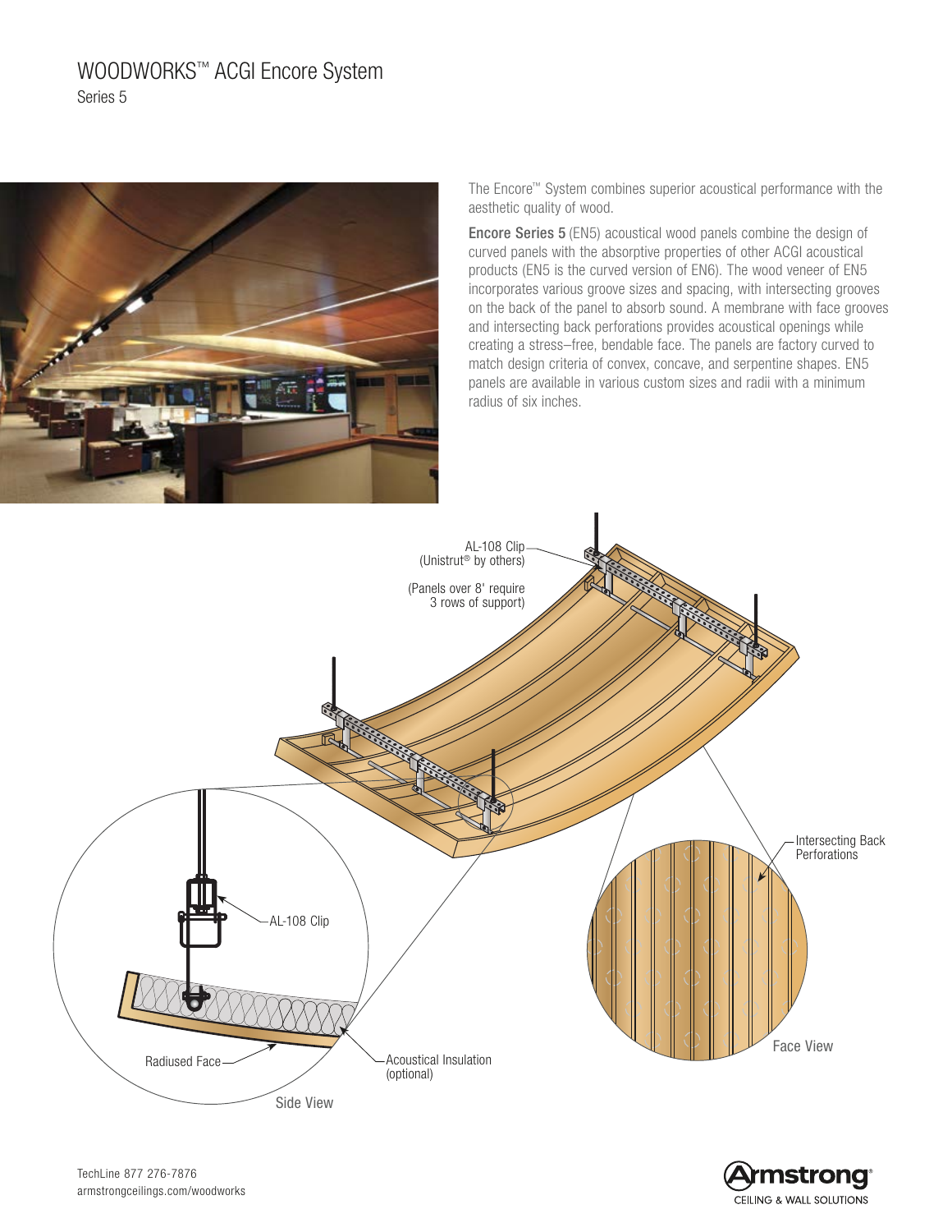# WOODWORKS™ ACGI Encore System

Series 5

The Encore™ System combines superior acoustical performance with the aesthetic quality of wood.

**Encore Series 5** (EN5) acoustical wood panels combine the design of curved panels with the absorptive properties of other ACGI acoustical products (EN5 is the curved version of EN6). The wood veneer of EN5 incorporates various groove sizes and spacing, with intersecting grooves on the back of the panel to absorb sound. A membrane with face grooves and intersecting back perforations provides acoustical openings while creating a stress–free, bendable face. The panels are factory curved to match design criteria of convex, concave, and serpentine shapes. EN5 panels are available in various custom sizes and radii with a minimum radius of six inches.

AL-108 Clip (Unistrut® by others)

(Panels over 8' require 3 rows of support)

AL-108 Clip

Radiused Face

Acoustical Insulation (optional)

Side View

Intersecting Back Perforations

Face View

TechLine 877 276-7876
armstrongceilings.com/woodworks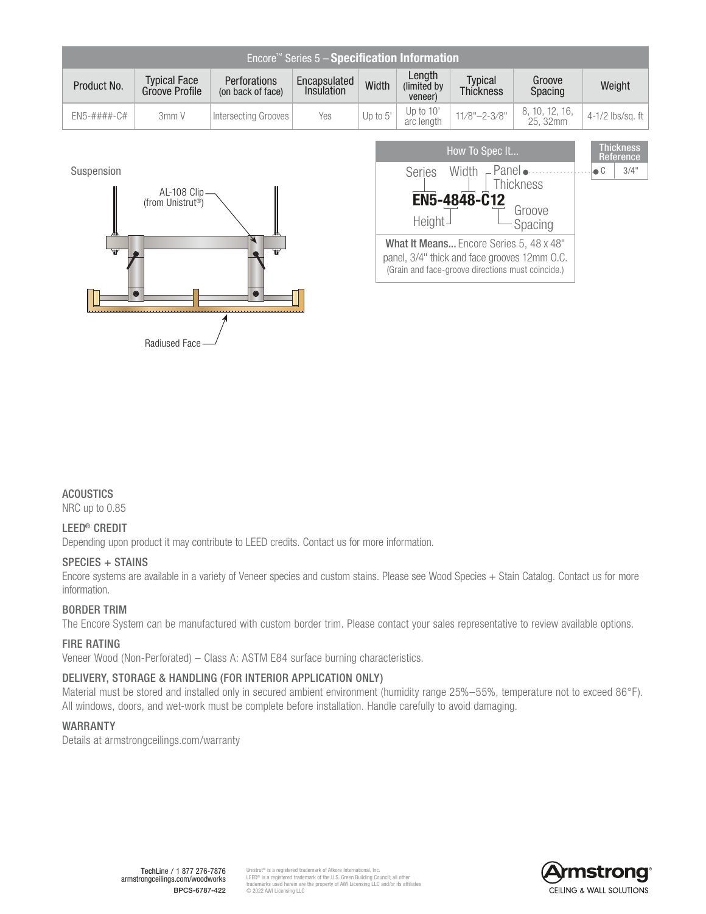## Encore™ Series 5 – Specification Information

| Product No. | Typical Face Groove Profile | Perforations (on back of face) | Encapsulated Insulation | Width | Length (limited by veneer) | Typical Thickness | Groove Spacing | Weight |
|---|---|---|---|---|---|---|---|---|
| EN5-####-C# | 3mm V | Intersecting Grooves | Yes | Up to 5' | Up to 10' arc length | 11⁄8"–2-3⁄8" | 8, 10, 12, 16, 25, 32mm | 4-1/2 lbs/sq. ft |

Suspension

AL-108 Clip (from Unistrut®)

Radiused Face

**How To Spec It...**

Series Width Panel Thickness

**EN5-4848-C12**

Height Groove Spacing

**What It Means...** Encore Series 5, 48 x 48" panel, 3/4" thick and face grooves 12mm O.C. (Grain and face-groove directions must coincide.)

| Thickness Reference | |
|---|---|
| C | 3/4" |

### ACOUSTICS

NRC up to 0.85

### LEED® CREDIT

Depending upon product it may contribute to LEED credits. Contact us for more information.

### SPECIES + STAINS

Encore systems are available in a variety of Veneer species and custom stains. Please see Wood Species + Stain Catalog. Contact us for more information.

### BORDER TRIM

The Encore System can be manufactured with custom border trim. Please contact your sales representative to review available options.

### FIRE RATING

Veneer Wood (Non-Perforated) – Class A: ASTM E84 surface burning characteristics.

### DELIVERY, STORAGE & HANDLING (FOR INTERIOR APPLICATION ONLY)

Material must be stored and installed only in secured ambient environment (humidity range 25%–55%, temperature not to exceed 86°F). All windows, doors, and wet-work must be complete before installation. Handle carefully to avoid damaging.

### WARRANTY

Details at armstrongceilings.com/warranty

**TechLine** / 1 877 276-7876
armstrongceilings.com/woodworks
BPCS-6787-422

Unistrut® is a registered trademark of Atkore International, Inc.
LEED® is a registered trademark of the U.S. Green Building Council; all other trademarks used herein are the property of AWI Licensing LLC and/or its affiliates
© 2022 AWI Licensing LLC

Armstrong® CEILING & WALL SOLUTIONS